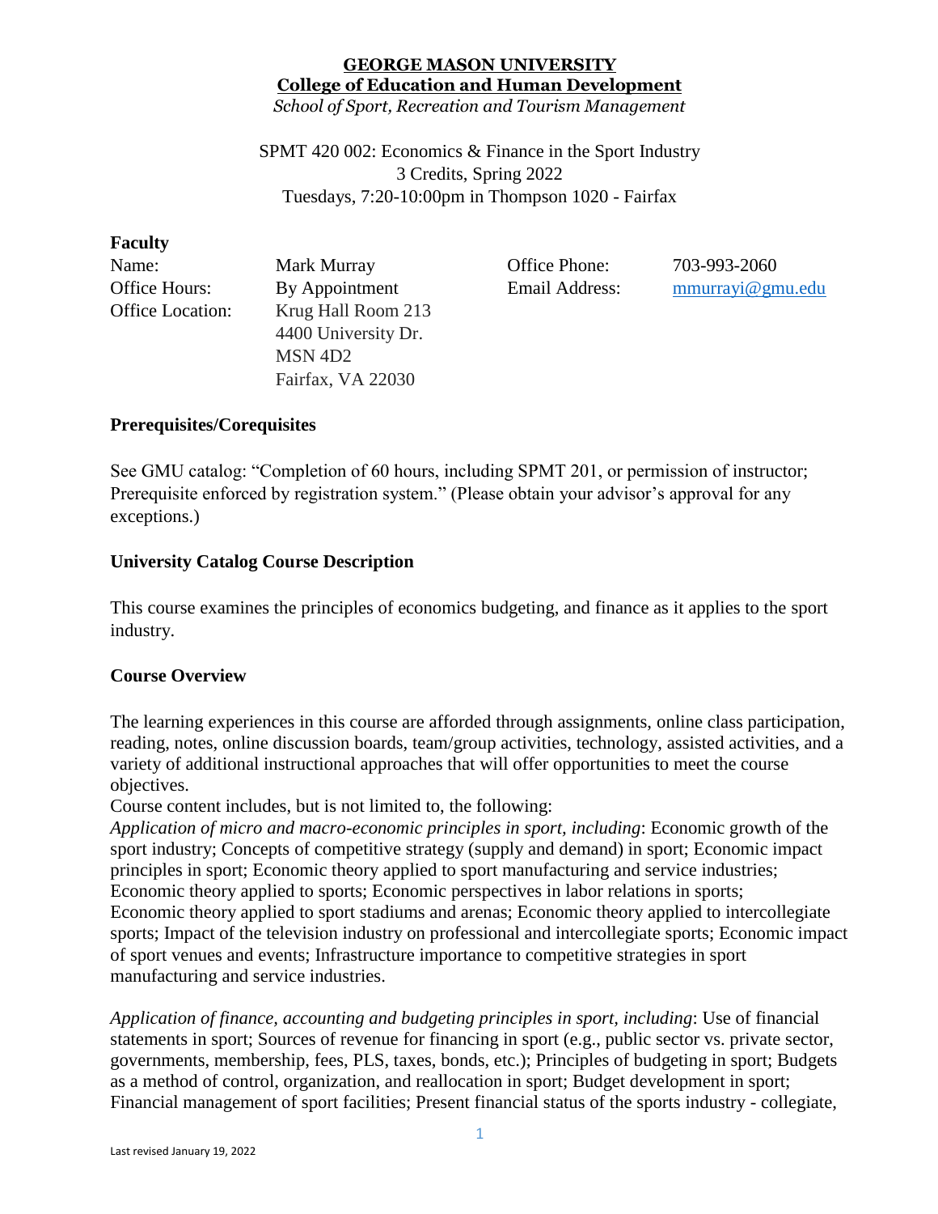**GEORGE MASON UNIVERSITY**
**College of Education and Human Development**
*School of Sport, Recreation and Tourism Management*

SPMT 420 002: Economics & Finance in the Sport Industry
3 Credits, Spring 2022
Tuesdays, 7:20-10:00pm in Thompson 1020 - Fairfax

## Faculty

| | | | |
|---|---|---|---|
| Name: | Mark Murray | Office Phone: | 703-993-2060 |
| Office Hours: | By Appointment | Email Address: | mmurrayi@gmu.edu |
| Office Location: | Krug Hall Room 213<br>4400 University Dr.<br>MSN 4D2<br>Fairfax, VA 22030 | | |

## Prerequisites/Corequisites

See GMU catalog: "Completion of 60 hours, including SPMT 201, or permission of instructor; Prerequisite enforced by registration system." (Please obtain your advisor's approval for any exceptions.)

## University Catalog Course Description

This course examines the principles of economics budgeting, and finance as it applies to the sport industry.

## Course Overview

The learning experiences in this course are afforded through assignments, online class participation, reading, notes, online discussion boards, team/group activities, technology, assisted activities, and a variety of additional instructional approaches that will offer opportunities to meet the course objectives.

Course content includes, but is not limited to, the following:

*Application of micro and macro-economic principles in sport, including*: Economic growth of the sport industry; Concepts of competitive strategy (supply and demand) in sport; Economic impact principles in sport; Economic theory applied to sport manufacturing and service industries; Economic theory applied to sports; Economic perspectives in labor relations in sports; Economic theory applied to sport stadiums and arenas; Economic theory applied to intercollegiate sports; Impact of the television industry on professional and intercollegiate sports; Economic impact of sport venues and events; Infrastructure importance to competitive strategies in sport manufacturing and service industries.

*Application of finance, accounting and budgeting principles in sport, including*: Use of financial statements in sport; Sources of revenue for financing in sport (e.g., public sector vs. private sector, governments, membership, fees, PLS, taxes, bonds, etc.); Principles of budgeting in sport; Budgets as a method of control, organization, and reallocation in sport; Budget development in sport; Financial management of sport facilities; Present financial status of the sports industry - collegiate,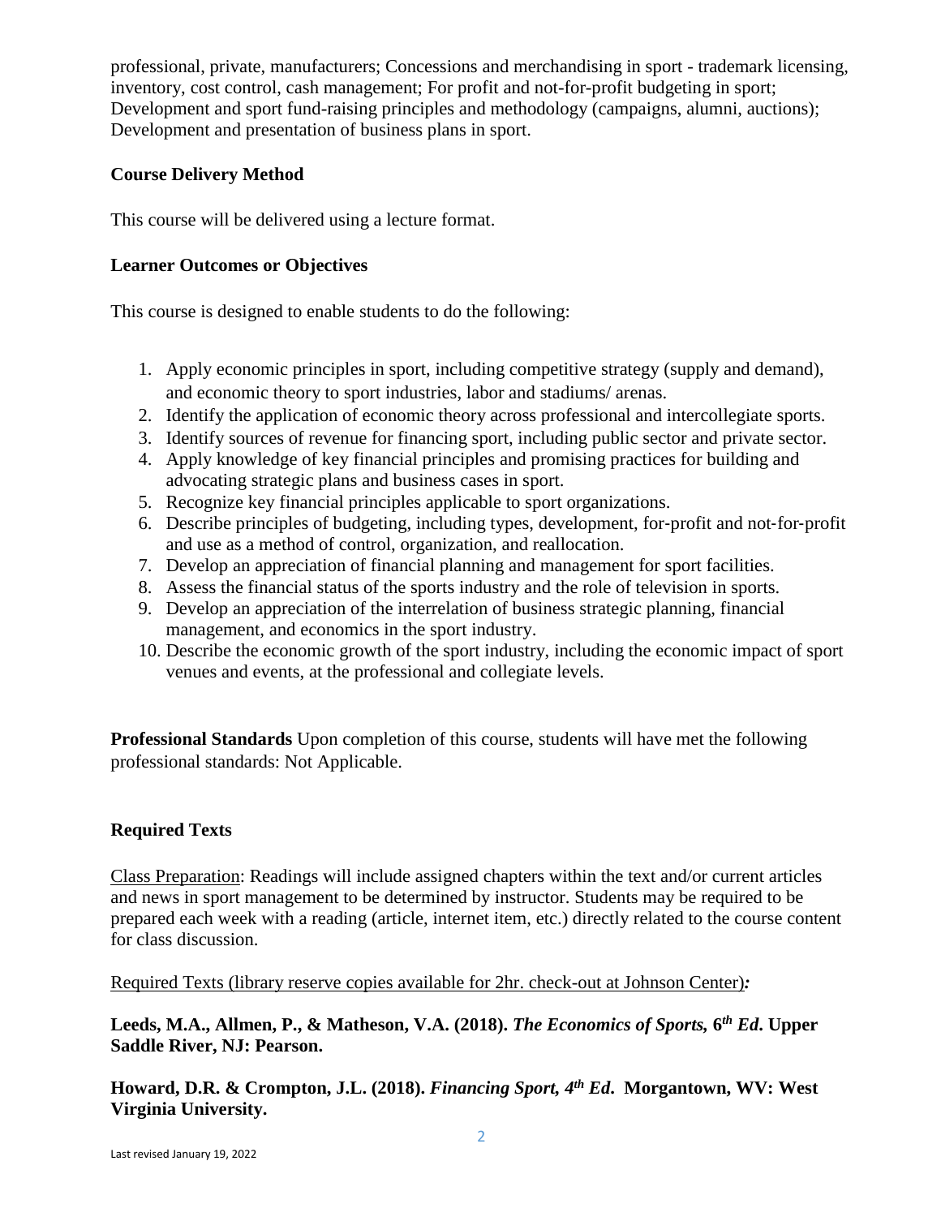professional, private, manufacturers; Concessions and merchandising in sport - trademark licensing, inventory, cost control, cash management; For profit and not-for-profit budgeting in sport; Development and sport fund-raising principles and methodology (campaigns, alumni, auctions); Development and presentation of business plans in sport.

**Course Delivery Method**

This course will be delivered using a lecture format.

**Learner Outcomes or Objectives**

This course is designed to enable students to do the following:

1. Apply economic principles in sport, including competitive strategy (supply and demand), and economic theory to sport industries, labor and stadiums/ arenas.
2. Identify the application of economic theory across professional and intercollegiate sports.
3. Identify sources of revenue for financing sport, including public sector and private sector.
4. Apply knowledge of key financial principles and promising practices for building and advocating strategic plans and business cases in sport.
5. Recognize key financial principles applicable to sport organizations.
6. Describe principles of budgeting, including types, development, for-profit and not-for-profit and use as a method of control, organization, and reallocation.
7. Develop an appreciation of financial planning and management for sport facilities.
8. Assess the financial status of the sports industry and the role of television in sports.
9. Develop an appreciation of the interrelation of business strategic planning, financial management, and economics in the sport industry.
10. Describe the economic growth of the sport industry, including the economic impact of sport venues and events, at the professional and collegiate levels.

**Professional Standards** Upon completion of this course, students will have met the following professional standards: Not Applicable.

**Required Texts**

Class Preparation: Readings will include assigned chapters within the text and/or current articles and news in sport management to be determined by instructor. Students may be required to be prepared each week with a reading (article, internet item, etc.) directly related to the course content for class discussion.

Required Texts (library reserve copies available for 2hr. check-out at Johnson Center)*:*

**Leeds, M.A., Allmen, P., & Matheson, V.A. (2018). *The Economics of Sports,* 6*th Ed*. Upper Saddle River, NJ: Pearson.**

**Howard, D.R. & Crompton, J.L. (2018). *Financing Sport, 4th Ed*. Morgantown, WV: West Virginia University.**

Last revised January 19, 2022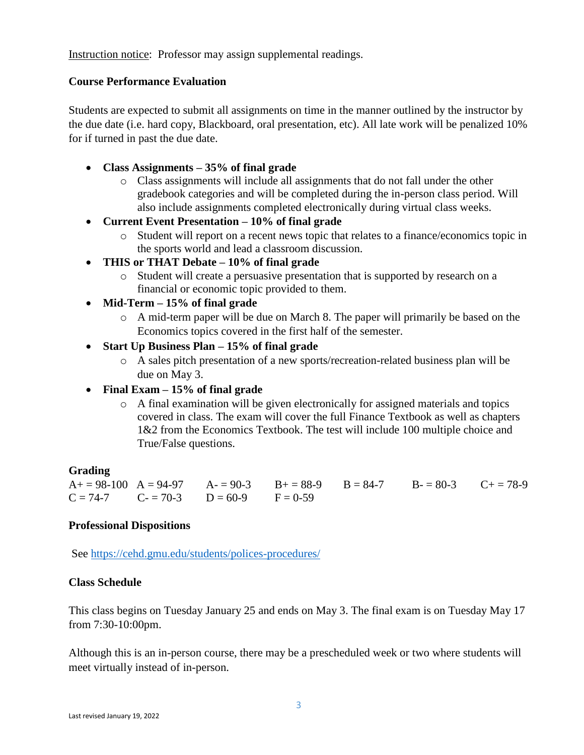Instruction notice: Professor may assign supplemental readings.

### Course Performance Evaluation

Students are expected to submit all assignments on time in the manner outlined by the instructor by the due date (i.e. hard copy, Blackboard, oral presentation, etc). All late work will be penalized 10% for if turned in past the due date.

- **Class Assignments – 35% of final grade**
  - Class assignments will include all assignments that do not fall under the other gradebook categories and will be completed during the in-person class period. Will also include assignments completed electronically during virtual class weeks.
- **Current Event Presentation – 10% of final grade**
  - Student will report on a recent news topic that relates to a finance/economics topic in the sports world and lead a classroom discussion.
- **THIS or THAT Debate – 10% of final grade**
  - Student will create a persuasive presentation that is supported by research on a financial or economic topic provided to them.
- **Mid-Term – 15% of final grade**
  - A mid-term paper will be due on March 8. The paper will primarily be based on the Economics topics covered in the first half of the semester.
- **Start Up Business Plan – 15% of final grade**
  - A sales pitch presentation of a new sports/recreation-related business plan will be due on May 3.
- **Final Exam – 15% of final grade**
  - A final examination will be given electronically for assigned materials and topics covered in class. The exam will cover the full Finance Textbook as well as chapters 1&2 from the Economics Textbook. The test will include 100 multiple choice and True/False questions.

### Grading

| | | | | | | |
|---|---|---|---|---|---|---|
| A+ = 98-100 | A = 94-97 | A- = 90-3 | B+ = 88-9 | B = 84-7 | B- = 80-3 | C+ = 78-9 |
| C = 74-7 | C- = 70-3 | D = 60-9 | F = 0-59 | | | |

### Professional Dispositions

See https://cehd.gmu.edu/students/polices-procedures/

### Class Schedule

This class begins on Tuesday January 25 and ends on May 3. The final exam is on Tuesday May 17 from 7:30-10:00pm.

Although this is an in-person course, there may be a prescheduled week or two where students will meet virtually instead of in-person.

Last revised January 19, 2022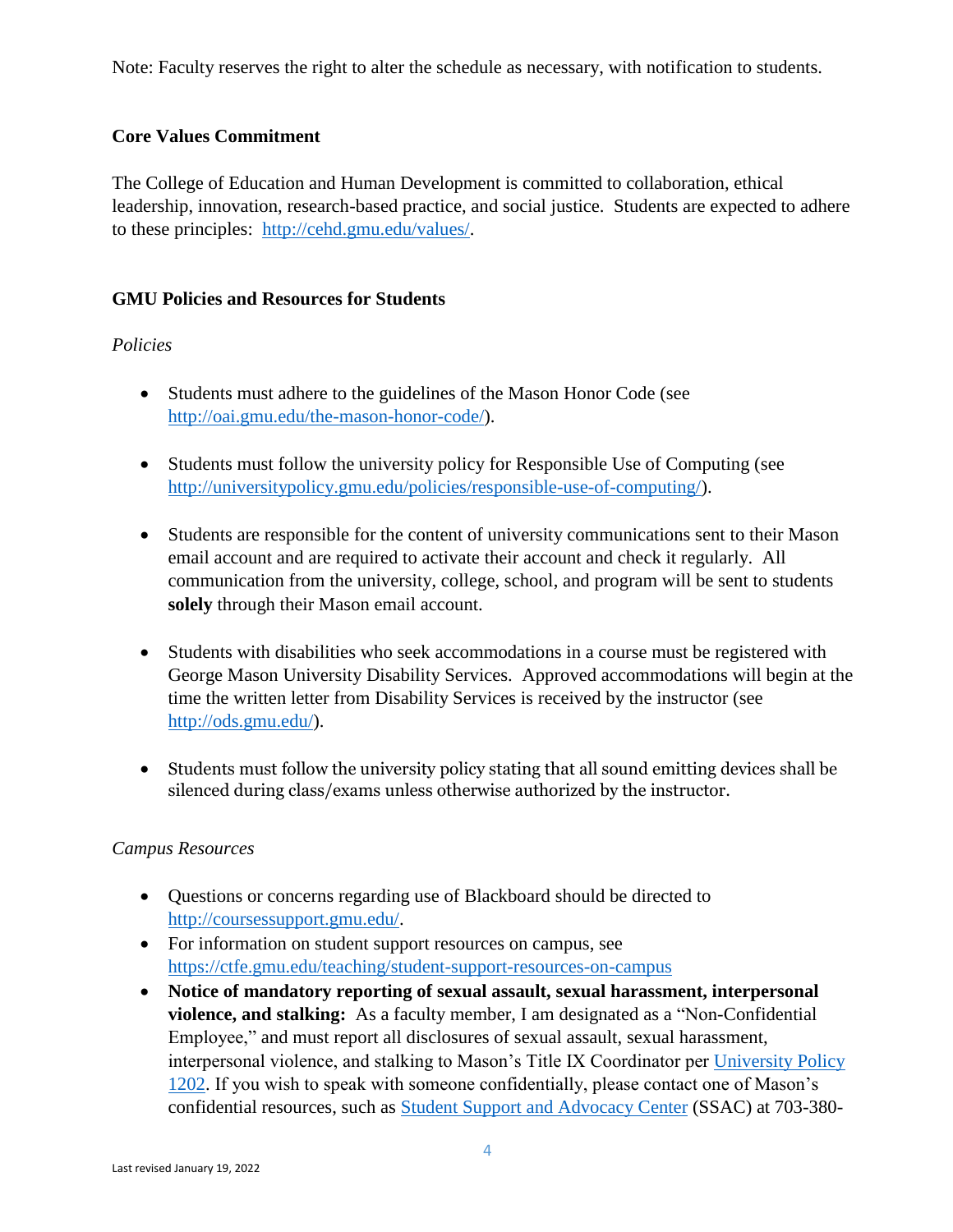Note: Faculty reserves the right to alter the schedule as necessary, with notification to students.

**Core Values Commitment**

The College of Education and Human Development is committed to collaboration, ethical leadership, innovation, research-based practice, and social justice. Students are expected to adhere to these principles: http://cehd.gmu.edu/values/.

**GMU Policies and Resources for Students**

*Policies*

- Students must adhere to the guidelines of the Mason Honor Code (see http://oai.gmu.edu/the-mason-honor-code/).
- Students must follow the university policy for Responsible Use of Computing (see http://universitypolicy.gmu.edu/policies/responsible-use-of-computing/).
- Students are responsible for the content of university communications sent to their Mason email account and are required to activate their account and check it regularly. All communication from the university, college, school, and program will be sent to students **solely** through their Mason email account.
- Students with disabilities who seek accommodations in a course must be registered with George Mason University Disability Services. Approved accommodations will begin at the time the written letter from Disability Services is received by the instructor (see http://ods.gmu.edu/).
- Students must follow the university policy stating that all sound emitting devices shall be silenced during class/exams unless otherwise authorized by the instructor.

*Campus Resources*

- Questions or concerns regarding use of Blackboard should be directed to http://coursessupport.gmu.edu/.
- For information on student support resources on campus, see https://ctfe.gmu.edu/teaching/student-support-resources-on-campus
- **Notice of mandatory reporting of sexual assault, sexual harassment, interpersonal violence, and stalking:** As a faculty member, I am designated as a "Non-Confidential Employee," and must report all disclosures of sexual assault, sexual harassment, interpersonal violence, and stalking to Mason's Title IX Coordinator per University Policy 1202. If you wish to speak with someone confidentially, please contact one of Mason's confidential resources, such as Student Support and Advocacy Center (SSAC) at 703-380-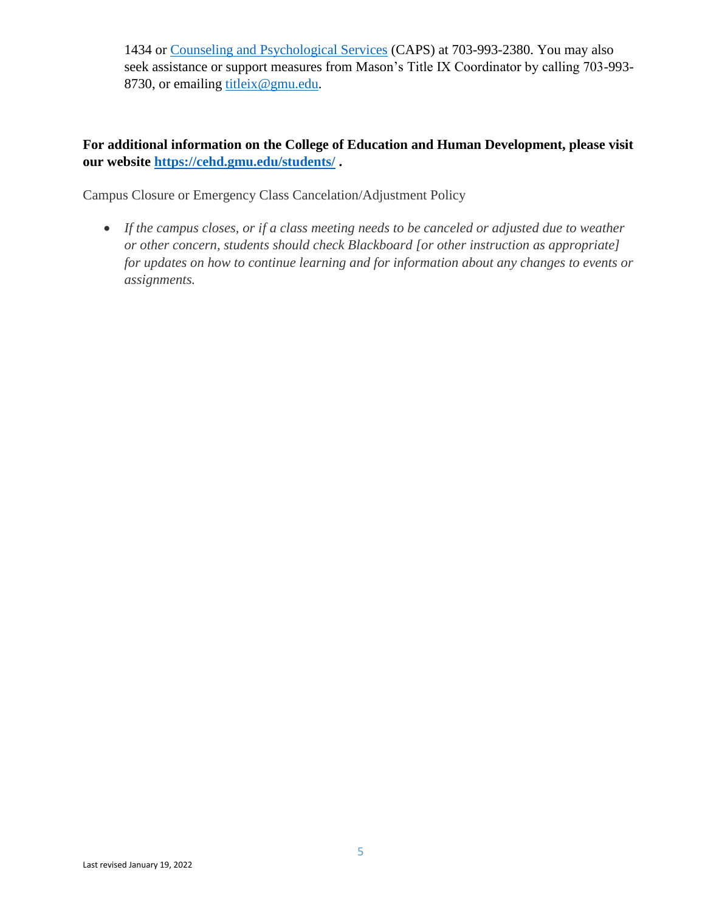1434 or [Counseling and Psychological Services](#) (CAPS) at 703-993-2380. You may also seek assistance or support measures from Mason's Title IX Coordinator by calling 703-993-8730, or emailing titleix@gmu.edu.

**For additional information on the College of Education and Human Development, please visit our website https://cehd.gmu.edu/students/ .**

Campus Closure or Emergency Class Cancelation/Adjustment Policy

- *If the campus closes, or if a class meeting needs to be canceled or adjusted due to weather or other concern, students should check Blackboard [or other instruction as appropriate] for updates on how to continue learning and for information about any changes to events or assignments.*

Last revised January 19, 2022